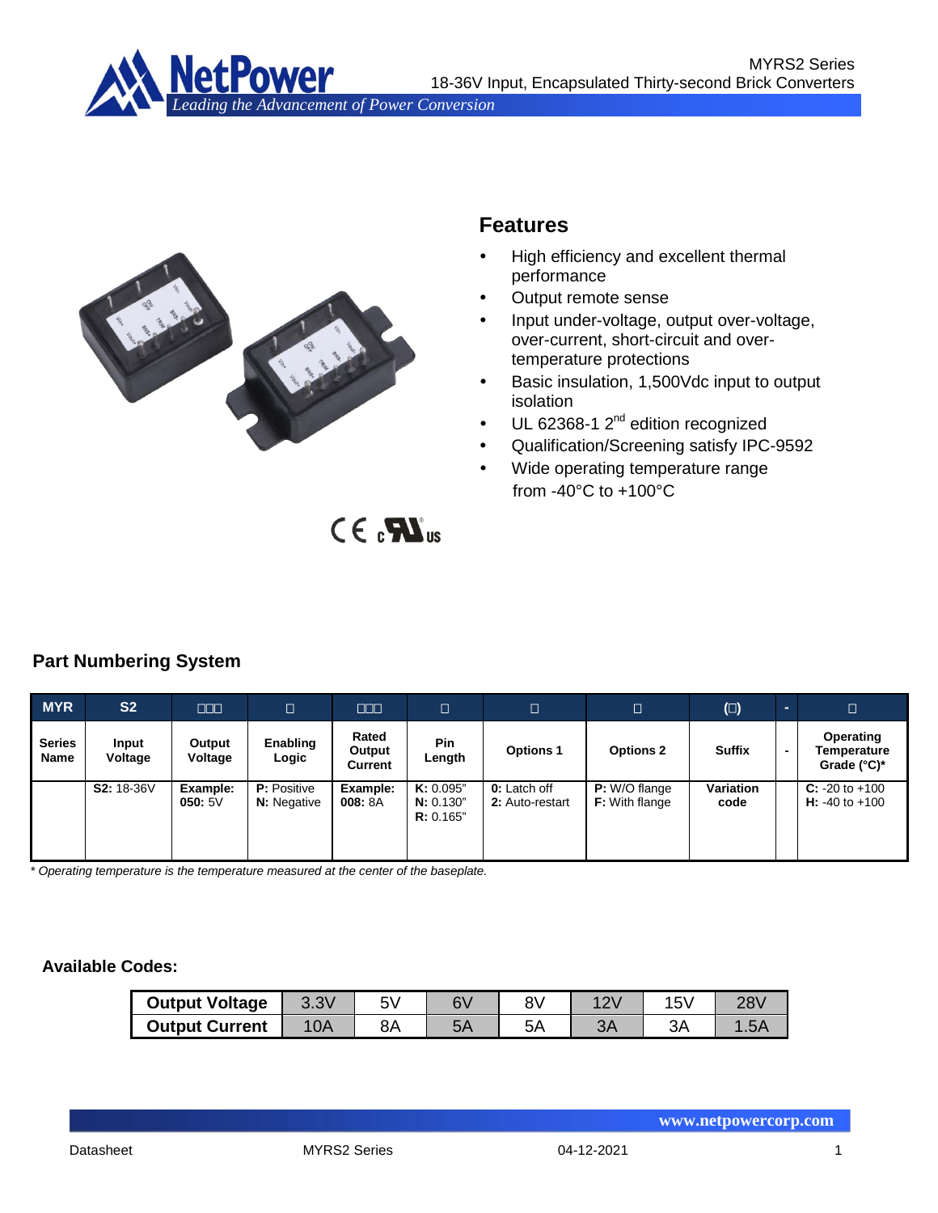MYRS2 Series
18-36V Input, Encapsulated Thirty-second Brick Converters

## Features

- High efficiency and excellent thermal performance
- Output remote sense
- Input under-voltage, output over-voltage, over-current, short-circuit and over-temperature protections
- Basic insulation, 1,500Vdc input to output isolation
- UL 62368-1 2nd edition recognized
- Qualification/Screening satisfy IPC-9592
- Wide operating temperature range from -40°C to +100°C

## Part Numbering System

| MYR | S2 | □□□ | □ | □□□ | □ | □ | □ | (□) | - | □ |
|---|---|---|---|---|---|---|---|---|---|---|
| **Series Name** | **Input Voltage** | **Output Voltage** | **Enabling Logic** | **Rated Output Current** | **Pin Length** | **Options 1** | **Options 2** | **Suffix** | **-** | **Operating Temperature Grade (°C)*** |
| | **S2:** 18-36V | **Example:** **050:** 5V | **P:** Positive **N:** Negative | **Example:** **008:** 8A | **K:** 0.095" **N:** 0.130" **R:** 0.165" | **0:** Latch off **2:** Auto-restart | **P:** W/O flange **F:** With flange | **Variation code** | | **C:** -20 to +100 **H:** -40 to +100 |

*\* Operating temperature is the temperature measured at the center of the baseplate.*

**Available Codes:**

| | | | | | | | |
|---|---|---|---|---|---|---|---|
| **Output Voltage** | 3.3V | 5V | 6V | 8V | 12V | 15V | 28V |
| **Output Current** | 10A | 8A | 5A | 5A | 3A | 3A | 1.5A |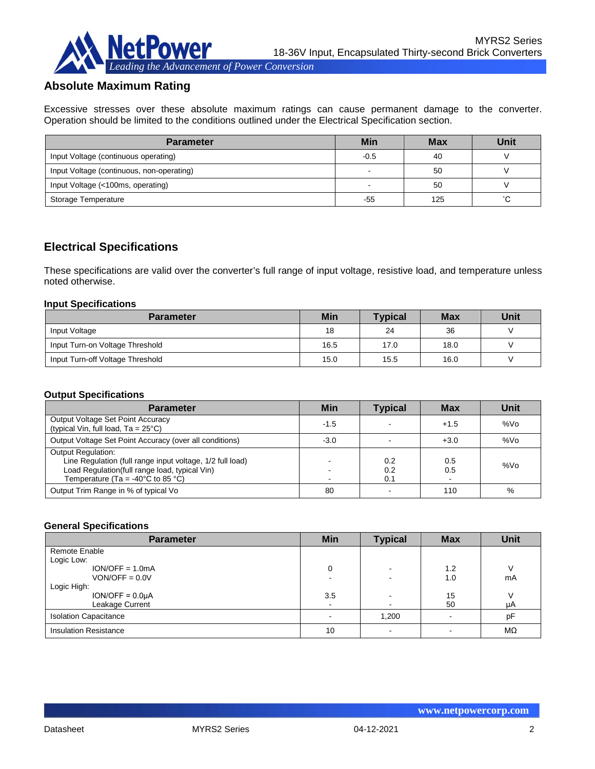## Absolute Maximum Rating

Excessive stresses over these absolute maximum ratings can cause permanent damage to the converter. Operation should be limited to the conditions outlined under the Electrical Specification section.

| Parameter | Min | Max | Unit |
|---|---|---|---|
| Input Voltage (continuous operating) | -0.5 | 40 | V |
| Input Voltage (continuous, non-operating) | - | 50 | V |
| Input Voltage (<100ms, operating) | - | 50 | V |
| Storage Temperature | -55 | 125 | ˚C |

## Electrical Specifications

These specifications are valid over the converter's full range of input voltage, resistive load, and temperature unless noted otherwise.

### Input Specifications

| Parameter | Min | Typical | Max | Unit |
|---|---|---|---|---|
| Input Voltage | 18 | 24 | 36 | V |
| Input Turn-on Voltage Threshold | 16.5 | 17.0 | 18.0 | V |
| Input Turn-off Voltage Threshold | 15.0 | 15.5 | 16.0 | V |

### Output Specifications

| Parameter | Min | Typical | Max | Unit |
|---|---|---|---|---|
| Output Voltage Set Point Accuracy (typical Vin, full load, Ta = 25°C) | -1.5 | - | +1.5 | %Vo |
| Output Voltage Set Point Accuracy (over all conditions) | -3.0 | - | +3.0 | %Vo |
| Output Regulation:<br>Line Regulation (full range input voltage, 1/2 full load)<br>Load Regulation(full range load, typical Vin)<br>Temperature (Ta = -40°C to 85 °C) | <br>-<br>-<br>- | <br>0.2<br>0.2<br>0.1 | <br>0.5<br>0.5<br>- | %Vo |
| Output Trim Range in % of typical Vo | 80 | - | 110 | % |

### General Specifications

| Parameter | Min | Typical | Max | Unit |
|---|---|---|---|---|
| Remote Enable<br>Logic Low:<br>ION/OFF = 1.0mA<br>VON/OFF = 0.0V<br>Logic High:<br>ION/OFF = 0.0µA<br>Leakage Current | <br><br>0<br>-<br><br>3.5<br>- | <br><br>-<br>-<br><br>-<br>- | <br><br>1.2<br>1.0<br><br>15<br>50 | <br><br>V<br>mA<br><br>V<br>µA |
| Isolation Capacitance | - | 1,200 | - | pF |
| Insulation Resistance | 10 | - | - | MΩ |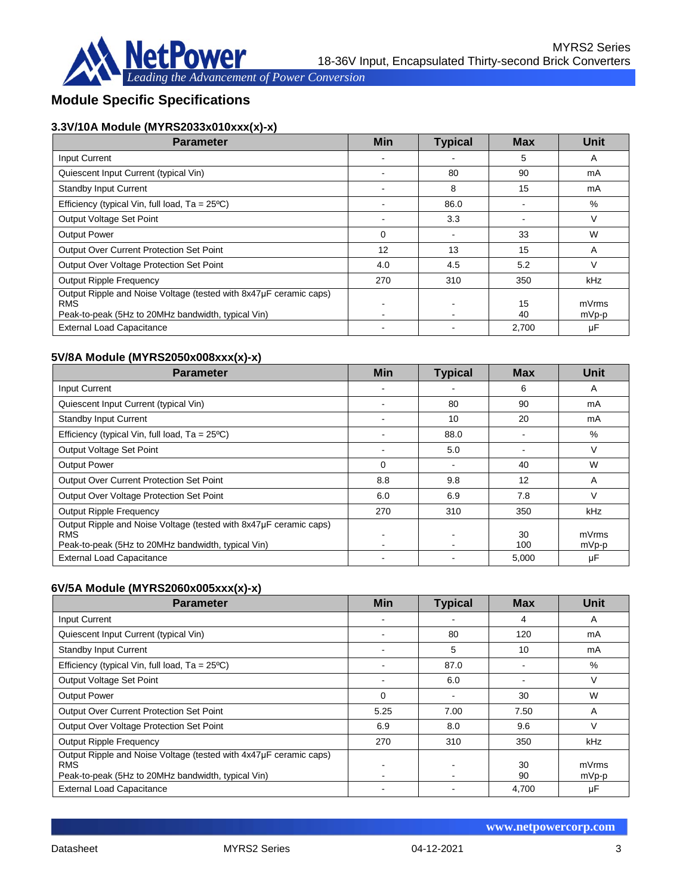## Module Specific Specifications

### 3.3V/10A Module (MYRS2033x010xxx(x)-x)

| Parameter | Min | Typical | Max | Unit |
|---|---|---|---|---|
| Input Current | - | - | 5 | A |
| Quiescent Input Current (typical Vin) | - | 80 | 90 | mA |
| Standby Input Current | - | 8 | 15 | mA |
| Efficiency (typical Vin, full load, Ta = 25ºC) | - | 86.0 | - | % |
| Output Voltage Set Point | - | 3.3 | - | V |
| Output Power | 0 | - | 33 | W |
| Output Over Current Protection Set Point | 12 | 13 | 15 | A |
| Output Over Voltage Protection Set Point | 4.0 | 4.5 | 5.2 | V |
| Output Ripple Frequency | 270 | 310 | 350 | kHz |
| Output Ripple and Noise Voltage (tested with 8x47µF ceramic caps)<br>RMS<br>Peak-to-peak (5Hz to 20MHz bandwidth, typical Vin) | -<br>- | -<br>- | 15<br>40 | mVrms<br>mVp-p |
| External Load Capacitance | - | - | 2,700 | µF |

### 5V/8A Module (MYRS2050x008xxx(x)-x)

| Parameter | Min | Typical | Max | Unit |
|---|---|---|---|---|
| Input Current | - | - | 6 | A |
| Quiescent Input Current (typical Vin) | - | 80 | 90 | mA |
| Standby Input Current | - | 10 | 20 | mA |
| Efficiency (typical Vin, full load, Ta = 25ºC) | - | 88.0 | - | % |
| Output Voltage Set Point | - | 5.0 | - | V |
| Output Power | 0 | - | 40 | W |
| Output Over Current Protection Set Point | 8.8 | 9.8 | 12 | A |
| Output Over Voltage Protection Set Point | 6.0 | 6.9 | 7.8 | V |
| Output Ripple Frequency | 270 | 310 | 350 | kHz |
| Output Ripple and Noise Voltage (tested with 8x47µF ceramic caps)<br>RMS<br>Peak-to-peak (5Hz to 20MHz bandwidth, typical Vin) | -<br>- | -<br>- | 30<br>100 | mVrms<br>mVp-p |
| External Load Capacitance | - | - | 5,000 | µF |

### 6V/5A Module (MYRS2060x005xxx(x)-x)

| Parameter | Min | Typical | Max | Unit |
|---|---|---|---|---|
| Input Current | - | - | 4 | A |
| Quiescent Input Current (typical Vin) | - | 80 | 120 | mA |
| Standby Input Current | - | 5 | 10 | mA |
| Efficiency (typical Vin, full load, Ta = 25ºC) | - | 87.0 | - | % |
| Output Voltage Set Point | - | 6.0 | - | V |
| Output Power | 0 | - | 30 | W |
| Output Over Current Protection Set Point | 5.25 | 7.00 | 7.50 | A |
| Output Over Voltage Protection Set Point | 6.9 | 8.0 | 9.6 | V |
| Output Ripple Frequency | 270 | 310 | 350 | kHz |
| Output Ripple and Noise Voltage (tested with 4x47µF ceramic caps)<br>RMS<br>Peak-to-peak (5Hz to 20MHz bandwidth, typical Vin) | -<br>- | -<br>- | 30<br>90 | mVrms<br>mVp-p |
| External Load Capacitance | - | - | 4,700 | µF |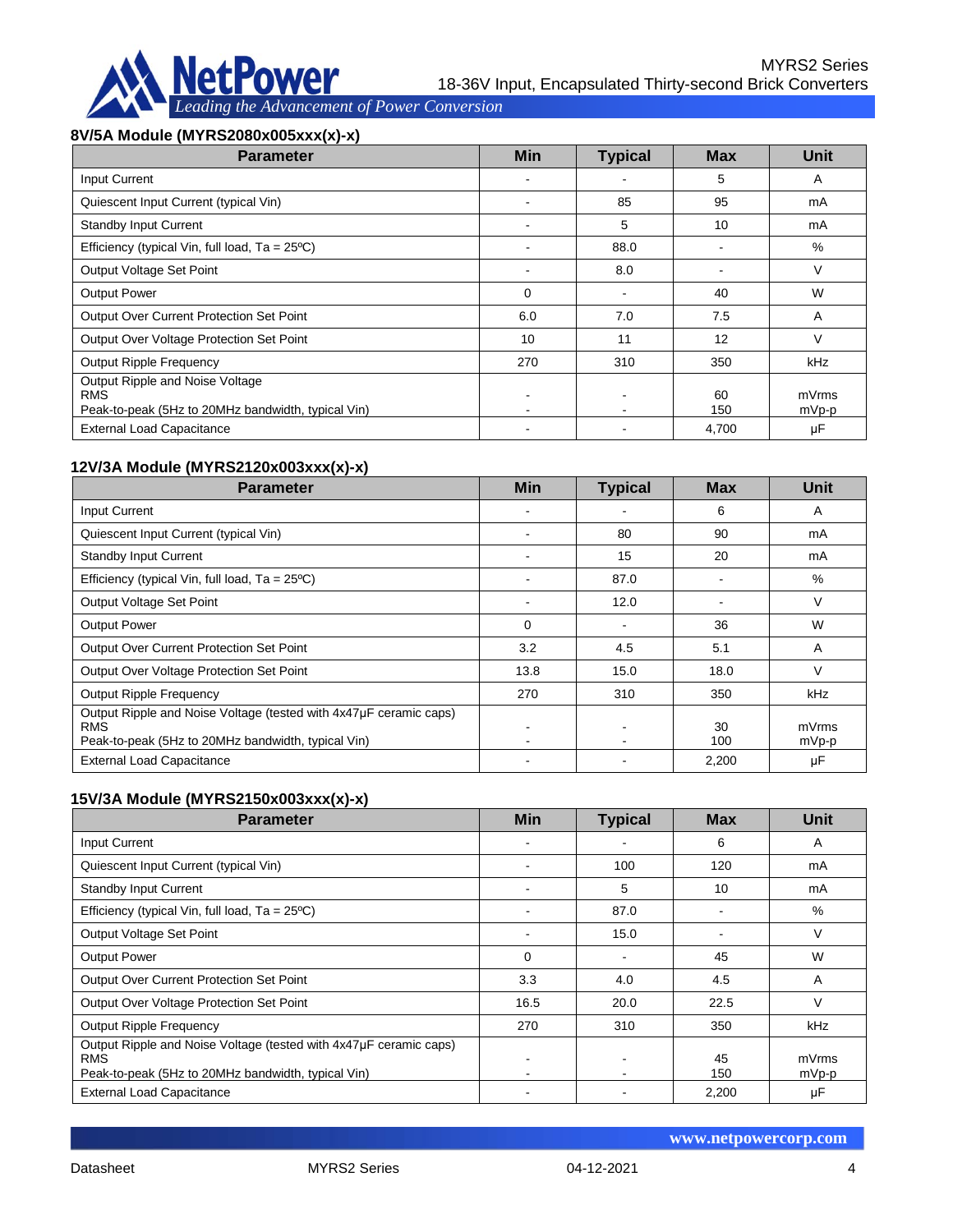### 8V/5A Module (MYRS2080x005xxx(x)-x)

| Parameter | Min | Typical | Max | Unit |
|---|---|---|---|---|
| Input Current | - | - | 5 | A |
| Quiescent Input Current (typical Vin) | - | 85 | 95 | mA |
| Standby Input Current | - | 5 | 10 | mA |
| Efficiency (typical Vin, full load, Ta = 25ºC) | - | 88.0 | - | % |
| Output Voltage Set Point | - | 8.0 | - | V |
| Output Power | 0 | - | 40 | W |
| Output Over Current Protection Set Point | 6.0 | 7.0 | 7.5 | A |
| Output Over Voltage Protection Set Point | 10 | 11 | 12 | V |
| Output Ripple Frequency | 270 | 310 | 350 | kHz |
| Output Ripple and Noise Voltage<br>RMS<br>Peak-to-peak (5Hz to 20MHz bandwidth, typical Vin) | -<br>- | -<br>- | 60<br>150 | mVrms<br>mVp-p |
| External Load Capacitance | - | - | 4,700 | µF |

### 12V/3A Module (MYRS2120x003xxx(x)-x)

| Parameter | Min | Typical | Max | Unit |
|---|---|---|---|---|
| Input Current | - | - | 6 | A |
| Quiescent Input Current (typical Vin) | - | 80 | 90 | mA |
| Standby Input Current | - | 15 | 20 | mA |
| Efficiency (typical Vin, full load, Ta = 25ºC) | - | 87.0 | - | % |
| Output Voltage Set Point | - | 12.0 | - | V |
| Output Power | 0 | - | 36 | W |
| Output Over Current Protection Set Point | 3.2 | 4.5 | 5.1 | A |
| Output Over Voltage Protection Set Point | 13.8 | 15.0 | 18.0 | V |
| Output Ripple Frequency | 270 | 310 | 350 | kHz |
| Output Ripple and Noise Voltage (tested with 4x47µF ceramic caps)<br>RMS<br>Peak-to-peak (5Hz to 20MHz bandwidth, typical Vin) | -<br>- | -<br>- | 30<br>100 | mVrms<br>mVp-p |
| External Load Capacitance | - | - | 2,200 | µF |

### 15V/3A Module (MYRS2150x003xxx(x)-x)

| Parameter | Min | Typical | Max | Unit |
|---|---|---|---|---|
| Input Current | - | - | 6 | A |
| Quiescent Input Current (typical Vin) | - | 100 | 120 | mA |
| Standby Input Current | - | 5 | 10 | mA |
| Efficiency (typical Vin, full load, Ta = 25ºC) | - | 87.0 | - | % |
| Output Voltage Set Point | - | 15.0 | - | V |
| Output Power | 0 | - | 45 | W |
| Output Over Current Protection Set Point | 3.3 | 4.0 | 4.5 | A |
| Output Over Voltage Protection Set Point | 16.5 | 20.0 | 22.5 | V |
| Output Ripple Frequency | 270 | 310 | 350 | kHz |
| Output Ripple and Noise Voltage (tested with 4x47µF ceramic caps)<br>RMS<br>Peak-to-peak (5Hz to 20MHz bandwidth, typical Vin) | -<br>- | -<br>- | 45<br>150 | mVrms<br>mVp-p |
| External Load Capacitance | - | - | 2,200 | µF |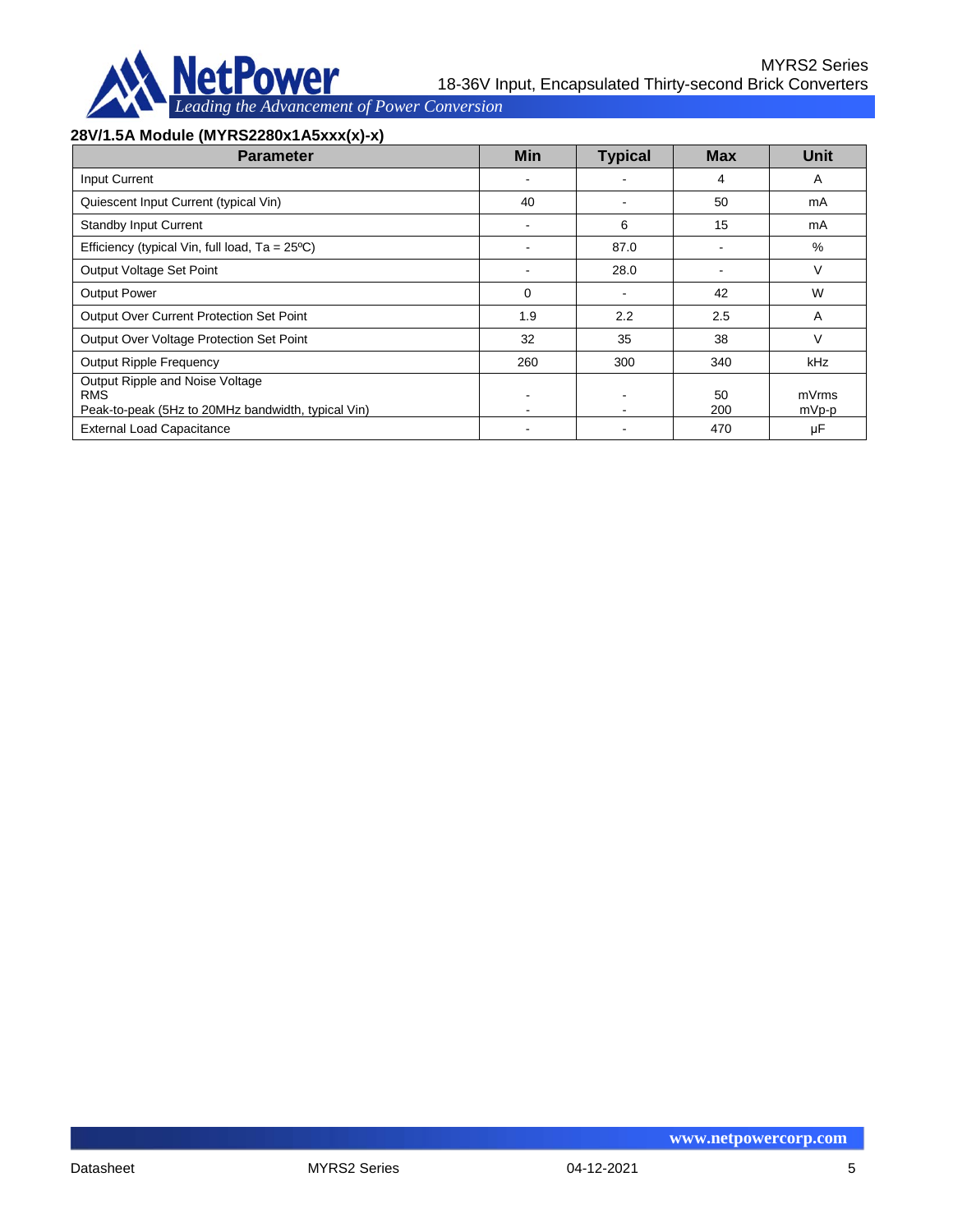### 28V/1.5A Module (MYRS2280x1A5xxx(x)-x)

| Parameter | Min | Typical | Max | Unit |
|---|---|---|---|---|
| Input Current | - | - | 4 | A |
| Quiescent Input Current (typical Vin) | 40 | - | 50 | mA |
| Standby Input Current | - | 6 | 15 | mA |
| Efficiency (typical Vin, full load, Ta = 25ºC) | - | 87.0 | - | % |
| Output Voltage Set Point | - | 28.0 | - | V |
| Output Power | 0 | - | 42 | W |
| Output Over Current Protection Set Point | 1.9 | 2.2 | 2.5 | A |
| Output Over Voltage Protection Set Point | 32 | 35 | 38 | V |
| Output Ripple Frequency | 260 | 300 | 340 | kHz |
| Output Ripple and Noise Voltage<br>RMS<br>Peak-to-peak (5Hz to 20MHz bandwidth, typical Vin) | <br>-<br>- | <br>-<br>- | <br>50<br>200 | <br>mVrms<br>mVp-p |
| External Load Capacitance | - | - | 470 | μF |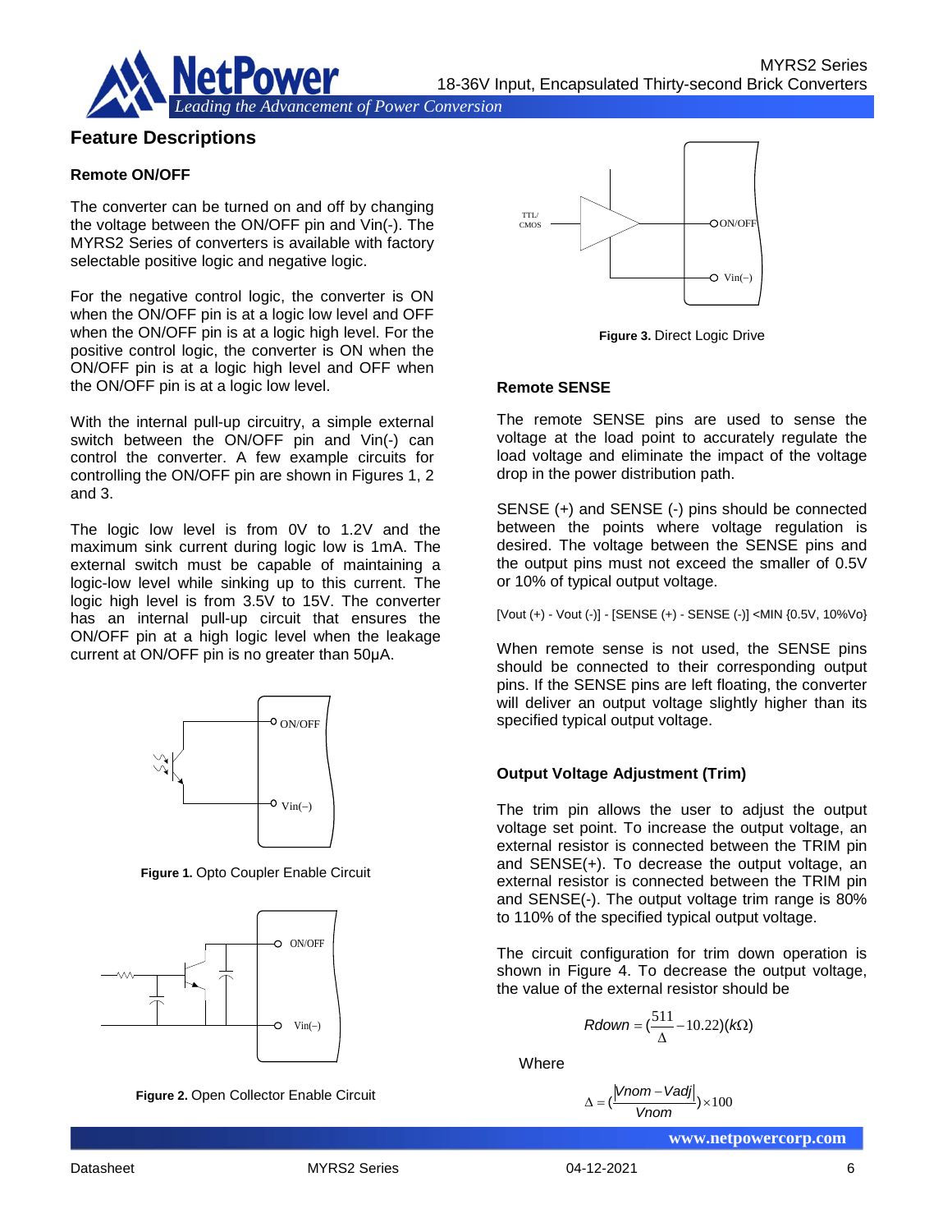## Feature Descriptions

### Remote ON/OFF

The converter can be turned on and off by changing the voltage between the ON/OFF pin and Vin(-). The MYRS2 Series of converters is available with factory selectable positive logic and negative logic.

For the negative control logic, the converter is ON when the ON/OFF pin is at a logic low level and OFF when the ON/OFF pin is at a logic high level. For the positive control logic, the converter is ON when the ON/OFF pin is at a logic high level and OFF when the ON/OFF pin is at a logic low level.

With the internal pull-up circuitry, a simple external switch between the ON/OFF pin and Vin(-) can control the converter. A few example circuits for controlling the ON/OFF pin are shown in Figures 1, 2 and 3.

The logic low level is from 0V to 1.2V and the maximum sink current during logic low is 1mA. The external switch must be capable of maintaining a logic-low level while sinking up to this current. The logic high level is from 3.5V to 15V. The converter has an internal pull-up circuit that ensures the ON/OFF pin at a high logic level when the leakage current at ON/OFF pin is no greater than 50μA.

ON/OFF
Vin(−)

**Figure 1.** Opto Coupler Enable Circuit

ON/OFF
Vin(−)

**Figure 2.** Open Collector Enable Circuit

TTL/
CMOS
ON/OFF
Vin(−)

**Figure 3.** Direct Logic Drive

### Remote SENSE

The remote SENSE pins are used to sense the voltage at the load point to accurately regulate the load voltage and eliminate the impact of the voltage drop in the power distribution path.

SENSE (+) and SENSE (-) pins should be connected between the points where voltage regulation is desired. The voltage between the SENSE pins and the output pins must not exceed the smaller of 0.5V or 10% of typical output voltage.

[Vout (+) - Vout (-)] - [SENSE (+) - SENSE (-)] <MIN {0.5V, 10%Vo}

When remote sense is not used, the SENSE pins should be connected to their corresponding output pins. If the SENSE pins are left floating, the converter will deliver an output voltage slightly higher than its specified typical output voltage.

### Output Voltage Adjustment (Trim)

The trim pin allows the user to adjust the output voltage set point. To increase the output voltage, an external resistor is connected between the TRIM pin and SENSE(+). To decrease the output voltage, an external resistor is connected between the TRIM pin and SENSE(-). The output voltage trim range is 80% to 110% of the specified typical output voltage.

The circuit configuration for trim down operation is shown in Figure 4. To decrease the output voltage, the value of the external resistor should be

$$Rdown = \left(\frac{511}{\Delta} - 10.22\right)(k\Omega)$$

Where

$$\Delta = \left(\frac{|Vnom - Vadj|}{Vnom}\right) \times 100$$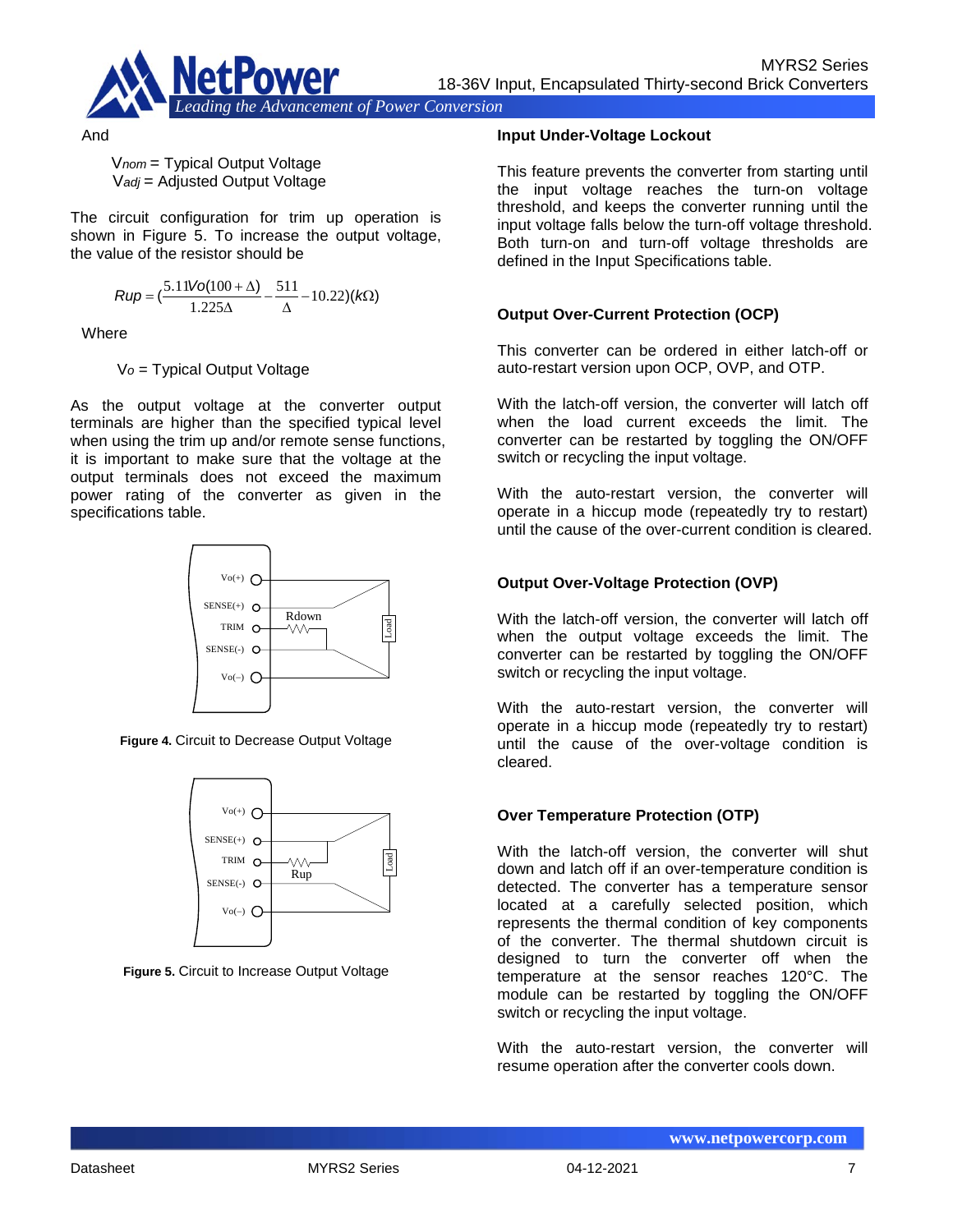And

$V_{nom}$ = Typical Output Voltage
$V_{adj}$ = Adjusted Output Voltage

The circuit configuration for trim up operation is shown in Figure 5. To increase the output voltage, the value of the resistor should be

$$Rup = \left(\frac{5.11Vo(100+\Delta)}{1.225\Delta} - \frac{511}{\Delta} - 10.22\right)(k\Omega)$$

Where

$V_o$ = Typical Output Voltage

As the output voltage at the converter output terminals are higher than the specified typical level when using the trim up and/or remote sense functions, it is important to make sure that the voltage at the output terminals does not exceed the maximum power rating of the converter as given in the specifications table.

Vo(+)
SENSE(+)
TRIM
SENSE(-)
Vo(−)
Rdown
Load

**Figure 4.** Circuit to Decrease Output Voltage

Vo(+)
SENSE(+)
TRIM
SENSE(-)
Vo(−)
Rup
Load

**Figure 5.** Circuit to Increase Output Voltage

### Input Under-Voltage Lockout

This feature prevents the converter from starting until the input voltage reaches the turn-on voltage threshold, and keeps the converter running until the input voltage falls below the turn-off voltage threshold. Both turn-on and turn-off voltage thresholds are defined in the Input Specifications table.

### Output Over-Current Protection (OCP)

This converter can be ordered in either latch-off or auto-restart version upon OCP, OVP, and OTP.

With the latch-off version, the converter will latch off when the load current exceeds the limit. The converter can be restarted by toggling the ON/OFF switch or recycling the input voltage.

With the auto-restart version, the converter will operate in a hiccup mode (repeatedly try to restart) until the cause of the over-current condition is cleared.

### Output Over-Voltage Protection (OVP)

With the latch-off version, the converter will latch off when the output voltage exceeds the limit. The converter can be restarted by toggling the ON/OFF switch or recycling the input voltage.

With the auto-restart version, the converter will operate in a hiccup mode (repeatedly try to restart) until the cause of the over-voltage condition is cleared.

### Over Temperature Protection (OTP)

With the latch-off version, the converter will shut down and latch off if an over-temperature condition is detected. The converter has a temperature sensor located at a carefully selected position, which represents the thermal condition of key components of the converter. The thermal shutdown circuit is designed to turn the converter off when the temperature at the sensor reaches 120°C. The module can be restarted by toggling the ON/OFF switch or recycling the input voltage.

With the auto-restart version, the converter will resume operation after the converter cools down.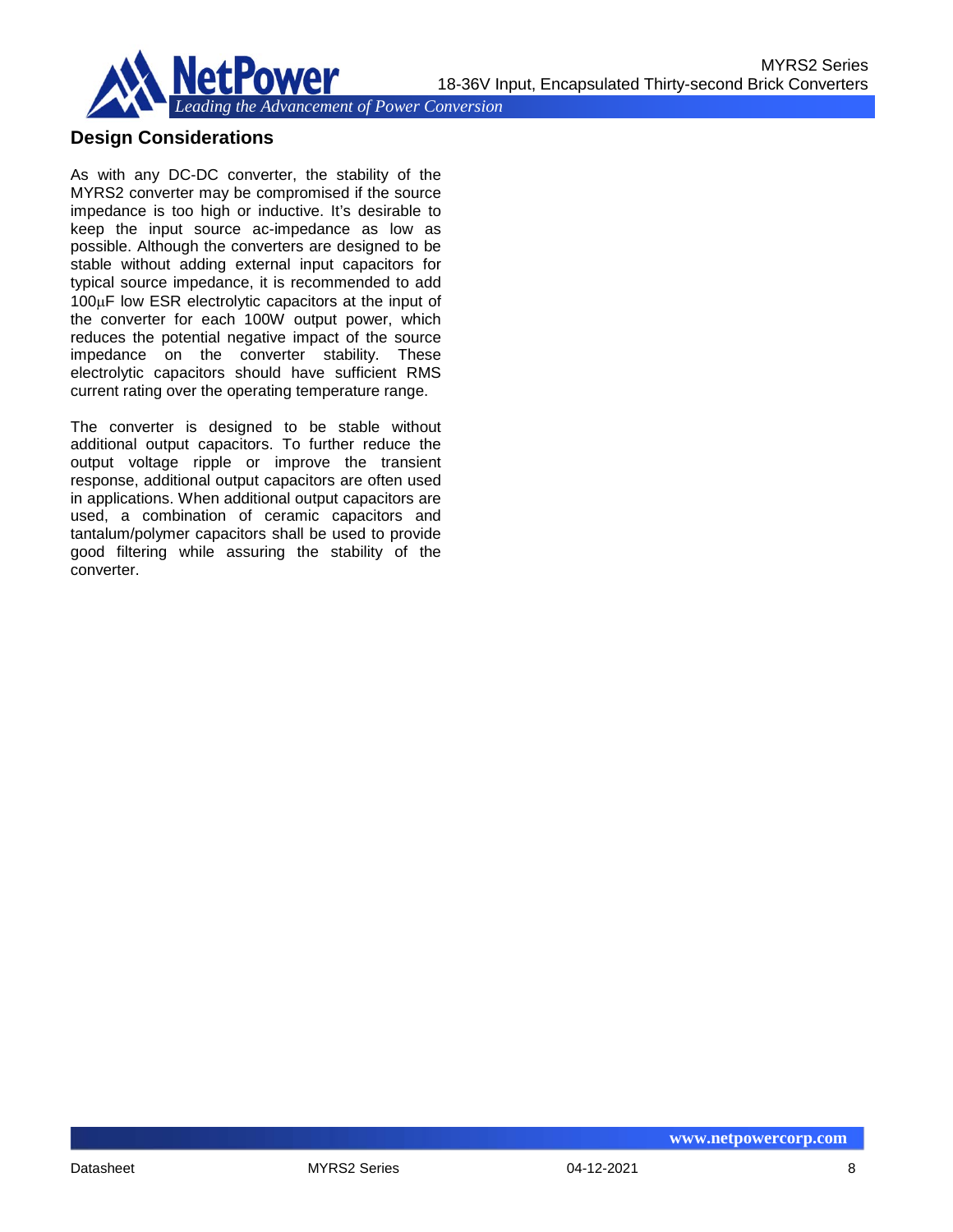## Design Considerations

As with any DC-DC converter, the stability of the MYRS2 converter may be compromised if the source impedance is too high or inductive. It's desirable to keep the input source ac-impedance as low as possible. Although the converters are designed to be stable without adding external input capacitors for typical source impedance, it is recommended to add 100μF low ESR electrolytic capacitors at the input of the converter for each 100W output power, which reduces the potential negative impact of the source impedance on the converter stability. These electrolytic capacitors should have sufficient RMS current rating over the operating temperature range.

The converter is designed to be stable without additional output capacitors. To further reduce the output voltage ripple or improve the transient response, additional output capacitors are often used in applications. When additional output capacitors are used, a combination of ceramic capacitors and tantalum/polymer capacitors shall be used to provide good filtering while assuring the stability of the converter.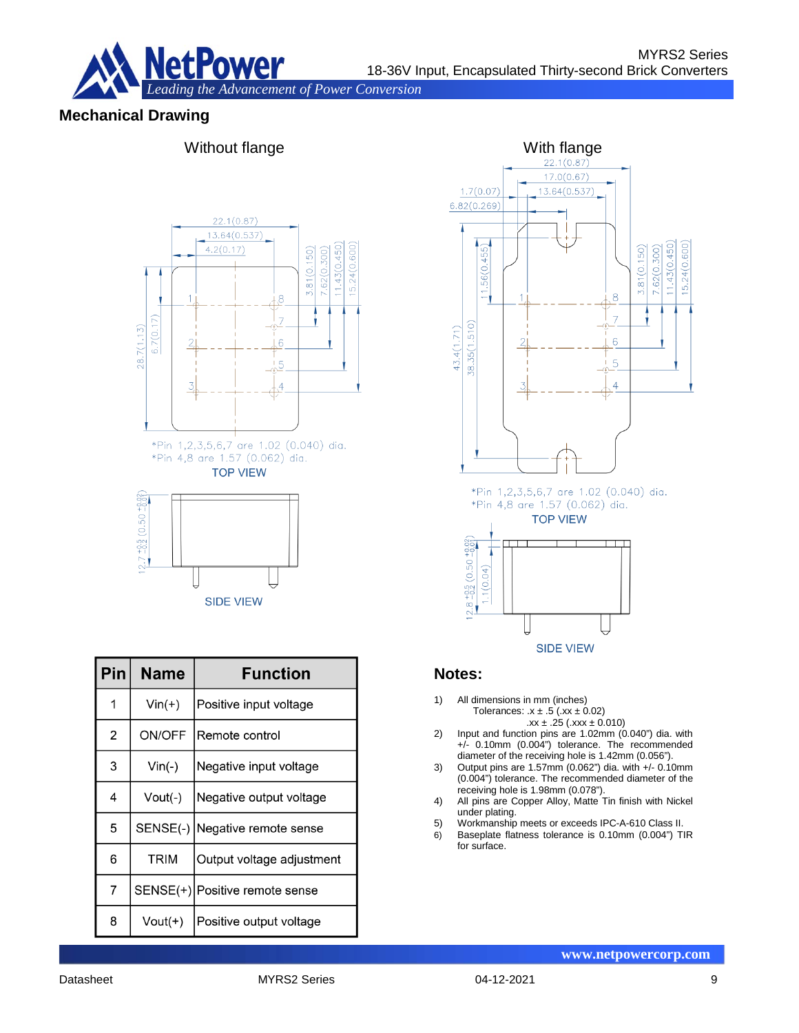## Mechanical Drawing

Without flange

22.1(0.87)
13.64(0.537)
4.2(0.17)
28.7(1.13)
6.7(0.17)
3.81(0.150)
7.62(0.300)
11.43(0.450)
15.24(0.600)

*Pin 1,2,3,5,6,7 are 1.02 (0.040) dia.
*Pin 4,8 are 1.57 (0.062) dia.

TOP VIEW

12.7 +0.5 -0.2 (0.50 +0.02 -0.01)

SIDE VIEW

With flange

22.1(0.87)
17.0(0.67)
1.7(0.07)
13.64(0.537)
6.82(0.269)
11.56(0.455)
43.4(1.71)
38.35(1.510)
3.81(0.150)
7.62(0.300)
11.43(0.450)
15.24(0.600)

*Pin 1,2,3,5,6,7 are 1.02 (0.040) dia.
*Pin 4,8 are 1.57 (0.062) dia.

TOP VIEW

12.8 +0.5 -0.2 (0.50 +0.02 -0.01)
1.1(0.04)

SIDE VIEW

| Pin | Name | Function |
|---|---|---|
| 1 | Vin(+) | Positive input voltage |
| 2 | ON/OFF | Remote control |
| 3 | Vin(-) | Negative input voltage |
| 4 | Vout(-) | Negative output voltage |
| 5 | SENSE(-) | Negative remote sense |
| 6 | TRIM | Output voltage adjustment |
| 7 | SENSE(+) | Positive remote sense |
| 8 | Vout(+) | Positive output voltage |

### Notes:

1) All dimensions in mm (inches)
   Tolerances: .x ± .5 (.xx ± 0.02)
   .xx ± .25 (.xxx ± 0.010)
2) Input and function pins are 1.02mm (0.040") dia. with +/- 0.10mm (0.004") tolerance. The recommended diameter of the receiving hole is 1.42mm (0.056").
3) Output pins are 1.57mm (0.062") dia. with +/- 0.10mm (0.004") tolerance. The recommended diameter of the receiving hole is 1.98mm (0.078").
4) All pins are Copper Alloy, Matte Tin finish with Nickel under plating.
5) Workmanship meets or exceeds IPC-A-610 Class II.
6) Baseplate flatness tolerance is 0.10mm (0.004") TIR for surface.